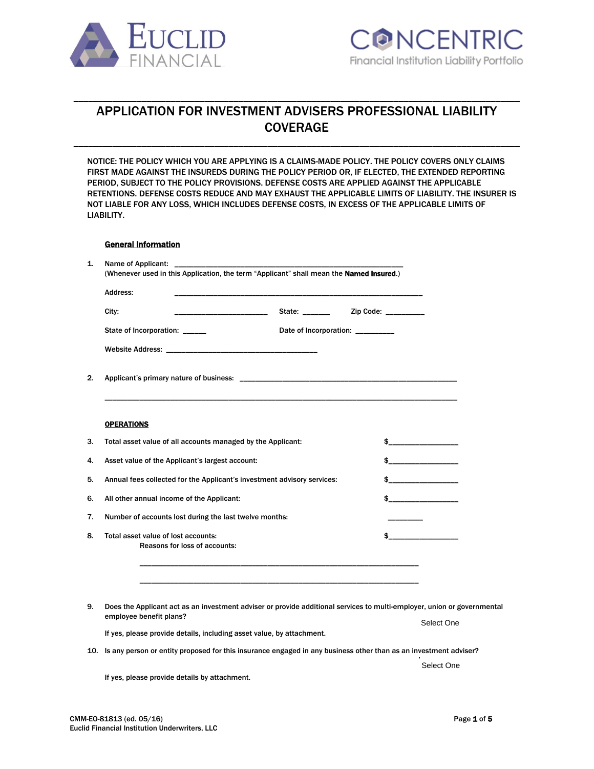EUCLID FINANCIAL

CONCENTRIC
Financial Institution Liability Portfolio

# APPLICATION FOR INVESTMENT ADVISERS PROFESSIONAL LIABILITY COVERAGE

NOTICE: THE POLICY WHICH YOU ARE APPLYING IS A CLAIMS-MADE POLICY. THE POLICY COVERS ONLY CLAIMS FIRST MADE AGAINST THE INSUREDS DURING THE POLICY PERIOD OR, IF ELECTED, THE EXTENDED REPORTING PERIOD, SUBJECT TO THE POLICY PROVISIONS. DEFENSE COSTS ARE APPLIED AGAINST THE APPLICABLE RETENTIONS. DEFENSE COSTS REDUCE AND MAY EXHAUST THE APPLICABLE LIMITS OF LIABILITY. THE INSURER IS NOT LIABLE FOR ANY LOSS, WHICH INCLUDES DEFENSE COSTS, IN EXCESS OF THE APPLICABLE LIMITS OF LIABILITY.

## General Information

1. Name of Applicant: ____________________________________________
   (Whenever used in this Application, the term "Applicant" shall mean the **Named Insured**.)

   Address: ____________________________________________

   City: ______________________ State: ______ Zip Code: _________

   State of Incorporation: ______ Date of Incorporation: _________

   Website Address: ____________________________________

2. Applicant's primary nature of business: ____________________________________________

   ____________________________________________________________________________

## OPERATIONS

3. Total asset value of all accounts managed by the Applicant: $________________

4. Asset value of the Applicant's largest account: $________________

5. Annual fees collected for the Applicant's investment advisory services: $________________

6. All other annual income of the Applicant: $________________

7. Number of accounts lost during the last twelve months: ________

8. Total asset value of lost accounts: $________________
   Reasons for loss of accounts:

   ____________________________________________________________________

   ____________________________________________________________________

9. Does the Applicant act as an investment adviser or provide additional services to multi-employer, union or governmental employee benefit plans? Select One

   If yes, please provide details, including asset value, by attachment.

10. Is any person or entity proposed for this insurance engaged in any business other than as an investment adviser? Select One

    If yes, please provide details by attachment.

CMM-EO-81813 (ed. 05/16)
Euclid Financial Institution Underwriters, LLC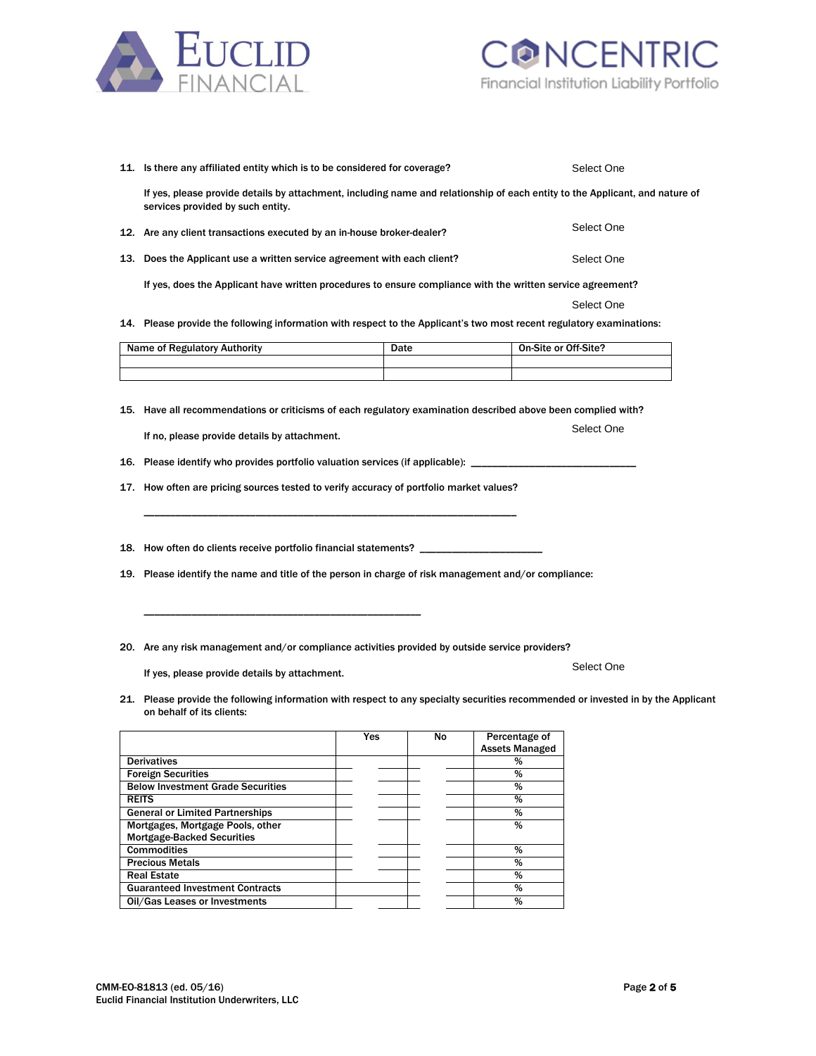11. Is there any affiliated entity which is to be considered for coverage? Select One

    If yes, please provide details by attachment, including name and relationship of each entity to the Applicant, and nature of services provided by such entity.

12. Are any client transactions executed by an in-house broker-dealer? Select One

13. Does the Applicant use a written service agreement with each client? Select One

    If yes, does the Applicant have written procedures to ensure compliance with the written service agreement?

    Select One

14. Please provide the following information with respect to the Applicant's two most recent regulatory examinations:

| Name of Regulatory Authority | Date | On-Site or Off-Site? |
|---|---|---|
| | | |
| | | |

15. Have all recommendations or criticisms of each regulatory examination described above been complied with?

    If no, please provide details by attachment. Select One

16. Please identify who provides portfolio valuation services (if applicable): ______________________________

17. How often are pricing sources tested to verify accuracy of portfolio market values?

    ____________________________________________________________________

18. How often do clients receive portfolio financial statements? ______________________

19. Please identify the name and title of the person in charge of risk management and/or compliance:

    __________________________________________________

20. Are any risk management and/or compliance activities provided by outside service providers?

    If yes, please provide details by attachment. Select One

21. Please provide the following information with respect to any specialty securities recommended or invested in by the Applicant on behalf of its clients:

| | Yes | No | Percentage of Assets Managed |
|---|---|---|---|
| Derivatives | | | % |
| Foreign Securities | | | % |
| Below Investment Grade Securities | | | % |
| REITS | | | % |
| General or Limited Partnerships | | | % |
| Mortgages, Mortgage Pools, other Mortgage-Backed Securities | | | % |
| Commodities | | | % |
| Precious Metals | | | % |
| Real Estate | | | % |
| Guaranteed Investment Contracts | | | % |
| Oil/Gas Leases or Investments | | | % |

CMM-EO-81813 (ed. 05/16)
Euclid Financial Institution Underwriters, LLC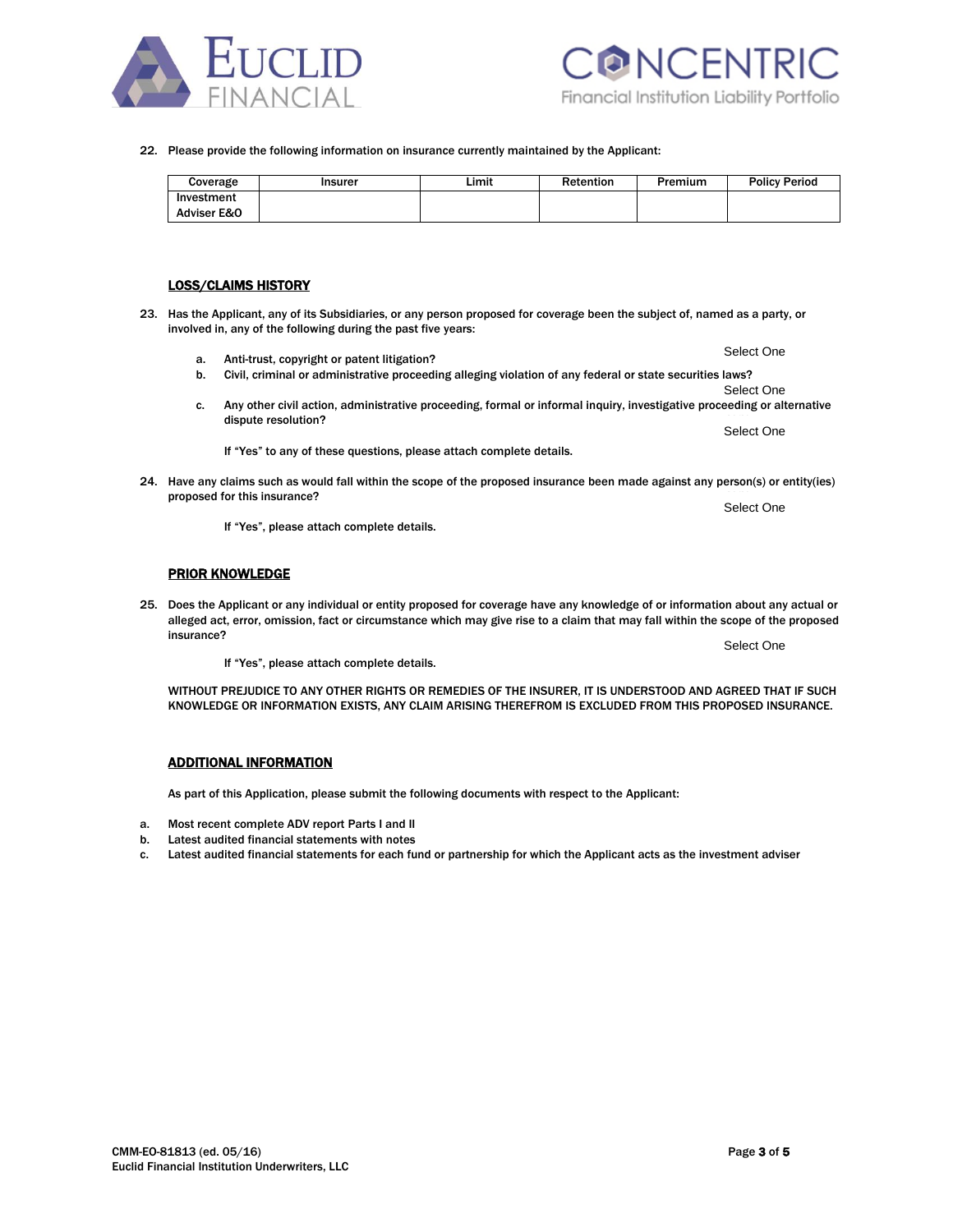22. Please provide the following information on insurance currently maintained by the Applicant:

| Coverage | Insurer | Limit | Retention | Premium | Policy Period |
|---|---|---|---|---|---|
| Investment Adviser E&O | | | | | |

## LOSS/CLAIMS HISTORY

23. Has the Applicant, any of its Subsidiaries, or any person proposed for coverage been the subject of, named as a party, or involved in, any of the following during the past five years:

    a. Anti-trust, copyright or patent litigation? Select One

    b. Civil, criminal or administrative proceeding alleging violation of any federal or state securities laws? Select One

    c. Any other civil action, administrative proceeding, formal or informal inquiry, investigative proceeding or alternative dispute resolution? Select One

    If "Yes" to any of these questions, please attach complete details.

24. Have any claims such as would fall within the scope of the proposed insurance been made against any person(s) or entity(ies) proposed for this insurance? Select One

    If "Yes", please attach complete details.

## PRIOR KNOWLEDGE

25. Does the Applicant or any individual or entity proposed for coverage have any knowledge of or information about any actual or alleged act, error, omission, fact or circumstance which may give rise to a claim that may fall within the scope of the proposed insurance? Select One

    If "Yes", please attach complete details.

WITHOUT PREJUDICE TO ANY OTHER RIGHTS OR REMEDIES OF THE INSURER, IT IS UNDERSTOOD AND AGREED THAT IF SUCH KNOWLEDGE OR INFORMATION EXISTS, ANY CLAIM ARISING THEREFROM IS EXCLUDED FROM THIS PROPOSED INSURANCE.

## ADDITIONAL INFORMATION

As part of this Application, please submit the following documents with respect to the Applicant:

a. Most recent complete ADV report Parts I and II
b. Latest audited financial statements with notes
c. Latest audited financial statements for each fund or partnership for which the Applicant acts as the investment adviser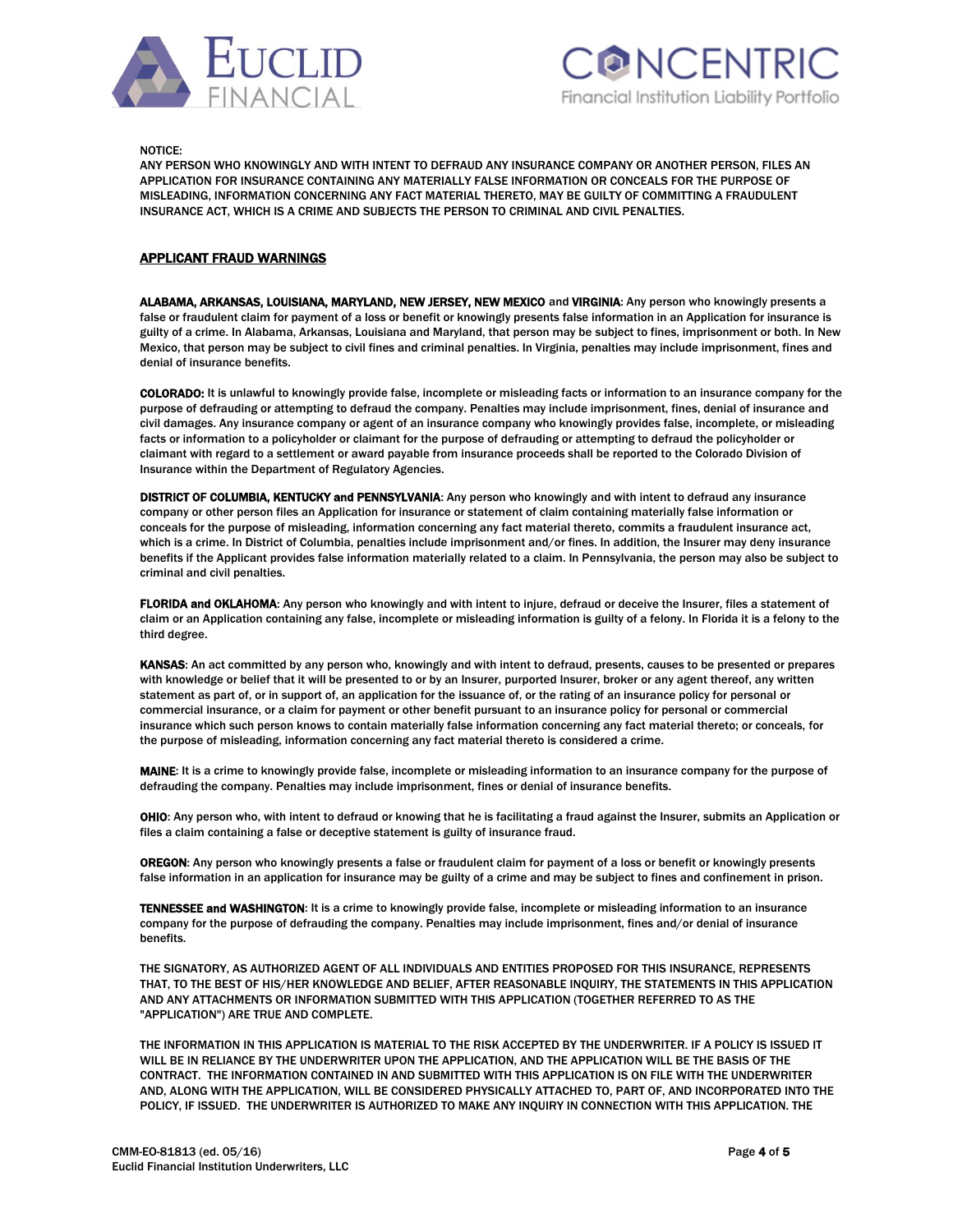NOTICE:
ANY PERSON WHO KNOWINGLY AND WITH INTENT TO DEFRAUD ANY INSURANCE COMPANY OR ANOTHER PERSON, FILES AN APPLICATION FOR INSURANCE CONTAINING ANY MATERIALLY FALSE INFORMATION OR CONCEALS FOR THE PURPOSE OF MISLEADING, INFORMATION CONCERNING ANY FACT MATERIAL THERETO, MAY BE GUILTY OF COMMITTING A FRAUDULENT INSURANCE ACT, WHICH IS A CRIME AND SUBJECTS THE PERSON TO CRIMINAL AND CIVIL PENALTIES.

## APPLICANT FRAUD WARNINGS

**ALABAMA, ARKANSAS, LOUISIANA, MARYLAND, NEW JERSEY, NEW MEXICO** and **VIRGINIA**: Any person who knowingly presents a false or fraudulent claim for payment of a loss or benefit or knowingly presents false information in an Application for insurance is guilty of a crime. In Alabama, Arkansas, Louisiana and Maryland, that person may be subject to fines, imprisonment or both. In New Mexico, that person may be subject to civil fines and criminal penalties. In Virginia, penalties may include imprisonment, fines and denial of insurance benefits.

**COLORADO:** It is unlawful to knowingly provide false, incomplete or misleading facts or information to an insurance company for the purpose of defrauding or attempting to defraud the company. Penalties may include imprisonment, fines, denial of insurance and civil damages. Any insurance company or agent of an insurance company who knowingly provides false, incomplete, or misleading facts or information to a policyholder or claimant for the purpose of defrauding or attempting to defraud the policyholder or claimant with regard to a settlement or award payable from insurance proceeds shall be reported to the Colorado Division of Insurance within the Department of Regulatory Agencies.

**DISTRICT OF COLUMBIA, KENTUCKY and PENNSYLVANIA**: Any person who knowingly and with intent to defraud any insurance company or other person files an Application for insurance or statement of claim containing materially false information or conceals for the purpose of misleading, information concerning any fact material thereto, commits a fraudulent insurance act, which is a crime. In District of Columbia, penalties include imprisonment and/or fines. In addition, the Insurer may deny insurance benefits if the Applicant provides false information materially related to a claim. In Pennsylvania, the person may also be subject to criminal and civil penalties.

**FLORIDA and OKLAHOMA**: Any person who knowingly and with intent to injure, defraud or deceive the Insurer, files a statement of claim or an Application containing any false, incomplete or misleading information is guilty of a felony. In Florida it is a felony to the third degree.

**KANSAS**: An act committed by any person who, knowingly and with intent to defraud, presents, causes to be presented or prepares with knowledge or belief that it will be presented to or by an Insurer, purported Insurer, broker or any agent thereof, any written statement as part of, or in support of, an application for the issuance of, or the rating of an insurance policy for personal or commercial insurance, or a claim for payment or other benefit pursuant to an insurance policy for personal or commercial insurance which such person knows to contain materially false information concerning any fact material thereto; or conceals, for the purpose of misleading, information concerning any fact material thereto is considered a crime.

**MAINE**: It is a crime to knowingly provide false, incomplete or misleading information to an insurance company for the purpose of defrauding the company. Penalties may include imprisonment, fines or denial of insurance benefits.

**OHIO**: Any person who, with intent to defraud or knowing that he is facilitating a fraud against the Insurer, submits an Application or files a claim containing a false or deceptive statement is guilty of insurance fraud.

**OREGON**: Any person who knowingly presents a false or fraudulent claim for payment of a loss or benefit or knowingly presents false information in an application for insurance may be guilty of a crime and may be subject to fines and confinement in prison.

**TENNESSEE and WASHINGTON**: It is a crime to knowingly provide false, incomplete or misleading information to an insurance company for the purpose of defrauding the company. Penalties may include imprisonment, fines and/or denial of insurance benefits.

THE SIGNATORY, AS AUTHORIZED AGENT OF ALL INDIVIDUALS AND ENTITIES PROPOSED FOR THIS INSURANCE, REPRESENTS THAT, TO THE BEST OF HIS/HER KNOWLEDGE AND BELIEF, AFTER REASONABLE INQUIRY, THE STATEMENTS IN THIS APPLICATION AND ANY ATTACHMENTS OR INFORMATION SUBMITTED WITH THIS APPLICATION (TOGETHER REFERRED TO AS THE "APPLICATION") ARE TRUE AND COMPLETE.

THE INFORMATION IN THIS APPLICATION IS MATERIAL TO THE RISK ACCEPTED BY THE UNDERWRITER. IF A POLICY IS ISSUED IT WILL BE IN RELIANCE BY THE UNDERWRITER UPON THE APPLICATION, AND THE APPLICATION WILL BE THE BASIS OF THE CONTRACT. THE INFORMATION CONTAINED IN AND SUBMITTED WITH THIS APPLICATION IS ON FILE WITH THE UNDERWRITER AND, ALONG WITH THE APPLICATION, WILL BE CONSIDERED PHYSICALLY ATTACHED TO, PART OF, AND INCORPORATED INTO THE POLICY, IF ISSUED. THE UNDERWRITER IS AUTHORIZED TO MAKE ANY INQUIRY IN CONNECTION WITH THIS APPLICATION. THE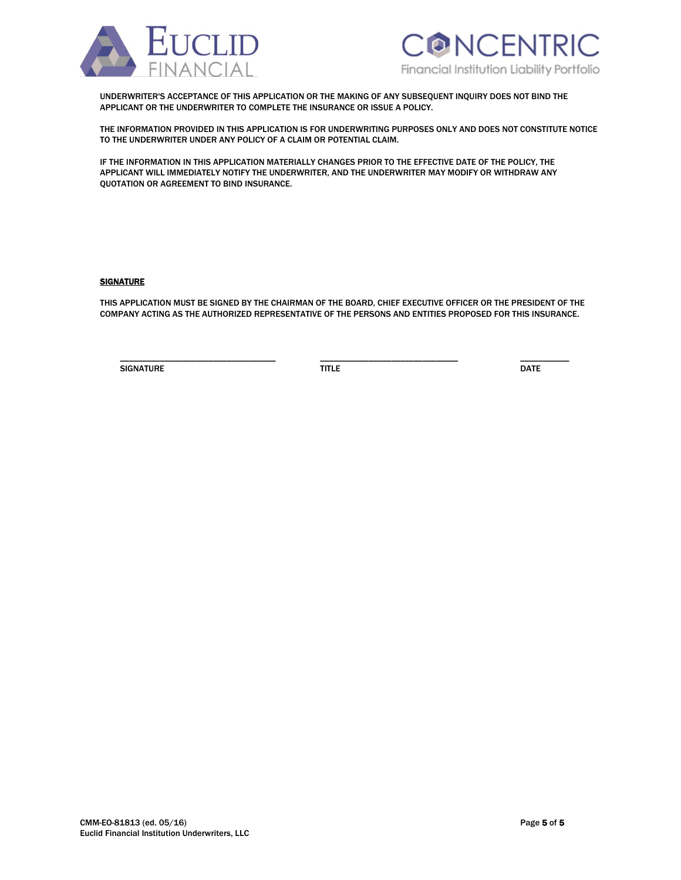UNDERWRITER'S ACCEPTANCE OF THIS APPLICATION OR THE MAKING OF ANY SUBSEQUENT INQUIRY DOES NOT BIND THE APPLICANT OR THE UNDERWRITER TO COMPLETE THE INSURANCE OR ISSUE A POLICY.

THE INFORMATION PROVIDED IN THIS APPLICATION IS FOR UNDERWRITING PURPOSES ONLY AND DOES NOT CONSTITUTE NOTICE TO THE UNDERWRITER UNDER ANY POLICY OF A CLAIM OR POTENTIAL CLAIM.

IF THE INFORMATION IN THIS APPLICATION MATERIALLY CHANGES PRIOR TO THE EFFECTIVE DATE OF THE POLICY, THE APPLICANT WILL IMMEDIATELY NOTIFY THE UNDERWRITER, AND THE UNDERWRITER MAY MODIFY OR WITHDRAW ANY QUOTATION OR AGREEMENT TO BIND INSURANCE.

**SIGNATURE**

THIS APPLICATION MUST BE SIGNED BY THE CHAIRMAN OF THE BOARD, CHIEF EXECUTIVE OFFICER OR THE PRESIDENT OF THE COMPANY ACTING AS THE AUTHORIZED REPRESENTATIVE OF THE PERSONS AND ENTITIES PROPOSED FOR THIS INSURANCE.

| | | |
|---|---|---|
| ______________________________ | ______________________________ | __________ |
| SIGNATURE | TITLE | DATE |

CMM-EO-81813 (ed. 05/16)
Euclid Financial Institution Underwriters, LLC